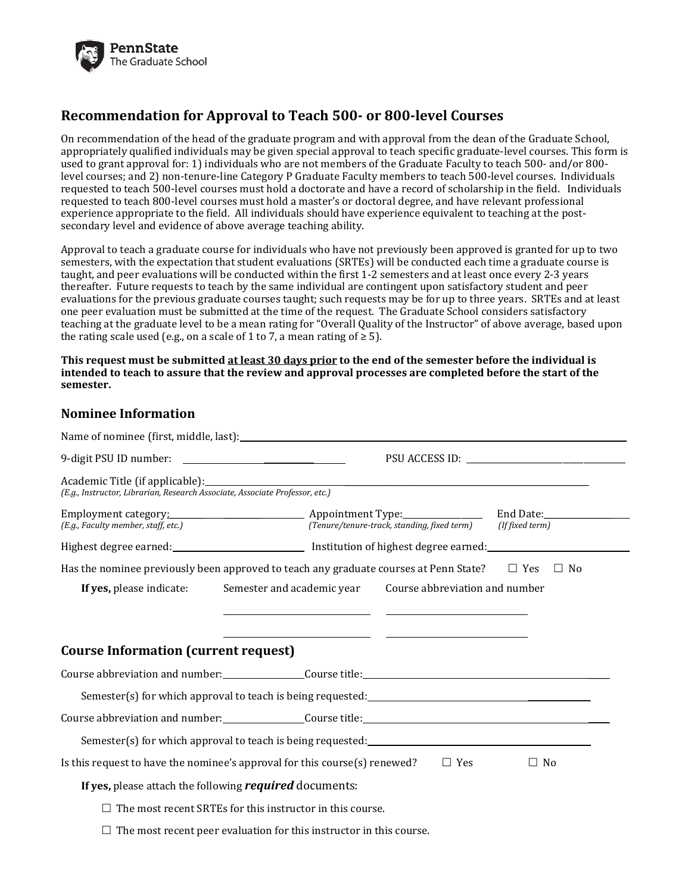PennState
The Graduate School

# Recommendation for Approval to Teach 500- or 800-level Courses

On recommendation of the head of the graduate program and with approval from the dean of the Graduate School, appropriately qualified individuals may be given special approval to teach specific graduate-level courses. This form is used to grant approval for: 1) individuals who are not members of the Graduate Faculty to teach 500- and/or 800-level courses; and 2) non-tenure-line Category P Graduate Faculty members to teach 500-level courses. Individuals requested to teach 500-level courses must hold a doctorate and have a record of scholarship in the field. Individuals requested to teach 800-level courses must hold a master's or doctoral degree, and have relevant professional experience appropriate to the field. All individuals should have experience equivalent to teaching at the post-secondary level and evidence of above average teaching ability.

Approval to teach a graduate course for individuals who have not previously been approved is granted for up to two semesters, with the expectation that student evaluations (SRTEs) will be conducted each time a graduate course is taught, and peer evaluations will be conducted within the first 1-2 semesters and at least once every 2-3 years thereafter. Future requests to teach by the same individual are contingent upon satisfactory student and peer evaluations for the previous graduate courses taught; such requests may be for up to three years. SRTEs and at least one peer evaluation must be submitted at the time of the request. The Graduate School considers satisfactory teaching at the graduate level to be a mean rating for "Overall Quality of the Instructor" of above average, based upon the rating scale used (e.g., on a scale of 1 to 7, a mean rating of ≥ 5).

**This request must be submitted at least 30 days prior to the end of the semester before the individual is intended to teach to assure that the review and approval processes are completed before the start of the semester.**

## Nominee Information

Name of nominee (first, middle, last): ______________________________

9-digit PSU ID number: ______________ PSU ACCESS ID: ______________

Academic Title (if applicable): ______________________________
*(E.g., Instructor, Librarian, Research Associate, Associate Professor, etc.)*

Employment category: ______________ Appointment Type: ______________ End Date: ______________
*(E.g., Faculty member, staff, etc.)* *(Tenure/tenure-track, standing, fixed term)* *(If fixed term)*

Highest degree earned: ______________ Institution of highest degree earned: ______________

Has the nominee previously been approved to teach any graduate courses at Penn State? ☐ Yes ☐ No

**If yes,** please indicate:

| Semester and academic year | Course abbreviation and number |
|---|---|
| | |
| | |

## Course Information (current request)

Course abbreviation and number: ______________ Course title: ______________

Semester(s) for which approval to teach is being requested: ______________

Course abbreviation and number: ______________ Course title: ______________

Semester(s) for which approval to teach is being requested: ______________

Is this request to have the nominee's approval for this course(s) renewed? ☐ Yes ☐ No

**If yes,** please attach the following ***required*** documents:

☐ The most recent SRTEs for this instructor in this course.

☐ The most recent peer evaluation for this instructor in this course.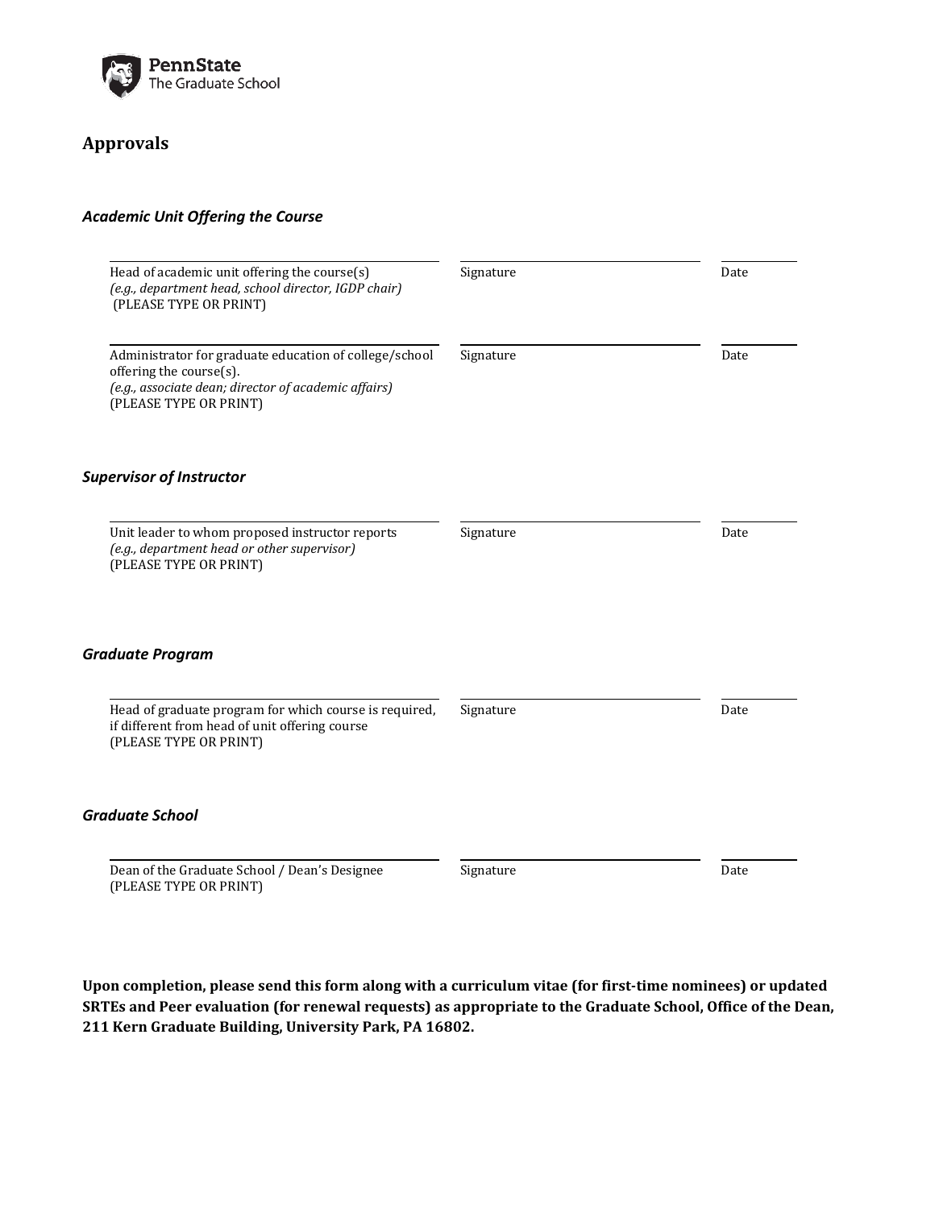## Approvals

### *Academic Unit Offering the Course*

| | | |
|---|---|---|
| Head of academic unit offering the course(s)<br>*(e.g., department head, school director, IGDP chair)*<br>(PLEASE TYPE OR PRINT) | Signature | Date |
| Administrator for graduate education of college/school offering the course(s).<br>*(e.g., associate dean; director of academic affairs)*<br>(PLEASE TYPE OR PRINT) | Signature | Date |

### *Supervisor of Instructor*

| | | |
|---|---|---|
| Unit leader to whom proposed instructor reports<br>*(e.g., department head or other supervisor)*<br>(PLEASE TYPE OR PRINT) | Signature | Date |

### *Graduate Program*

| | | |
|---|---|---|
| Head of graduate program for which course is required, if different from head of unit offering course<br>(PLEASE TYPE OR PRINT) | Signature | Date |

### *Graduate School*

| | | |
|---|---|---|
| Dean of the Graduate School / Dean's Designee<br>(PLEASE TYPE OR PRINT) | Signature | Date |

**Upon completion, please send this form along with a curriculum vitae (for first-time nominees) or updated SRTEs and Peer evaluation (for renewal requests) as appropriate to the Graduate School, Office of the Dean, 211 Kern Graduate Building, University Park, PA 16802.**